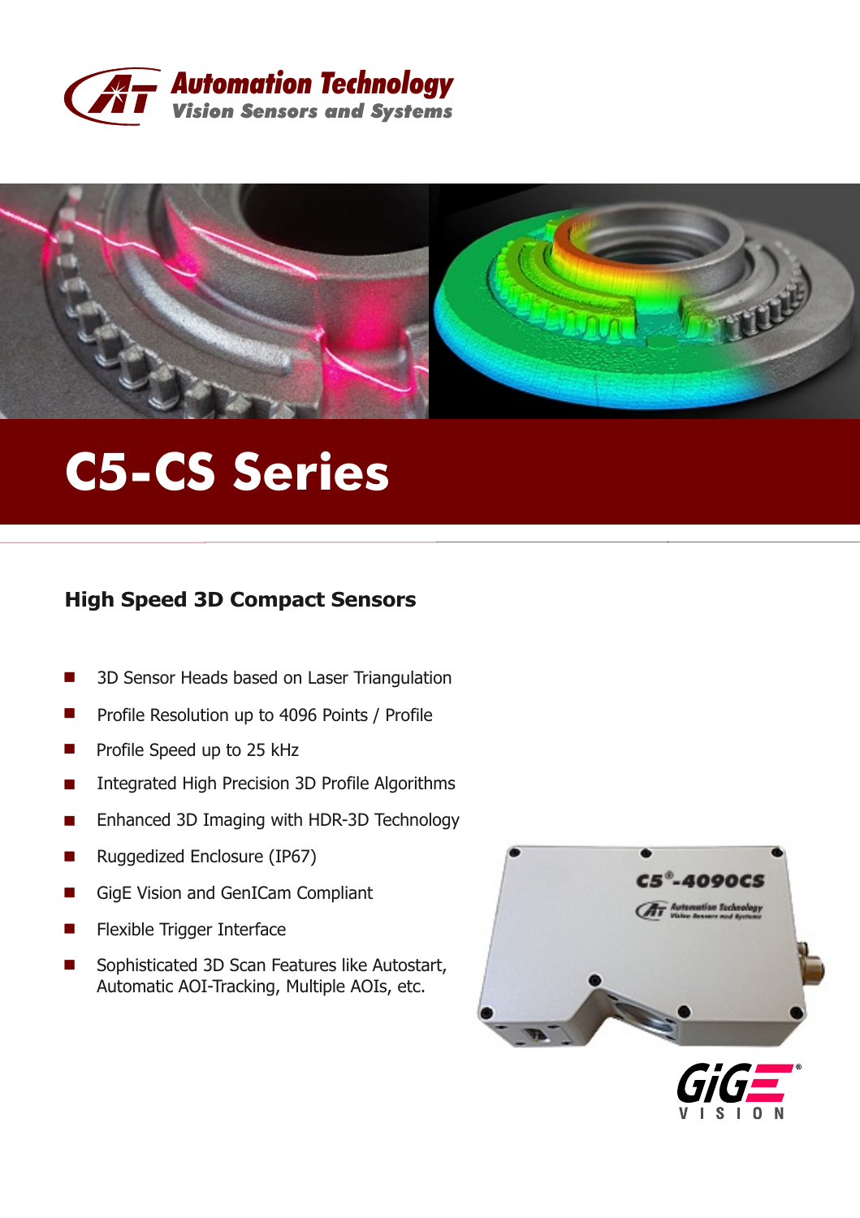Automation Technology
Vision Sensors and Systems

# C5-CS Series

## High Speed 3D Compact Sensors

- 3D Sensor Heads based on Laser Triangulation
- Profile Resolution up to 4096 Points / Profile
- Profile Speed up to 25 kHz
- Integrated High Precision 3D Profile Algorithms
- Enhanced 3D Imaging with HDR-3D Technology
- Ruggedized Enclosure (IP67)
- GigE Vision and GenICam Compliant
- Flexible Trigger Interface
- Sophisticated 3D Scan Features like Autostart, Automatic AOI-Tracking, Multiple AOIs, etc.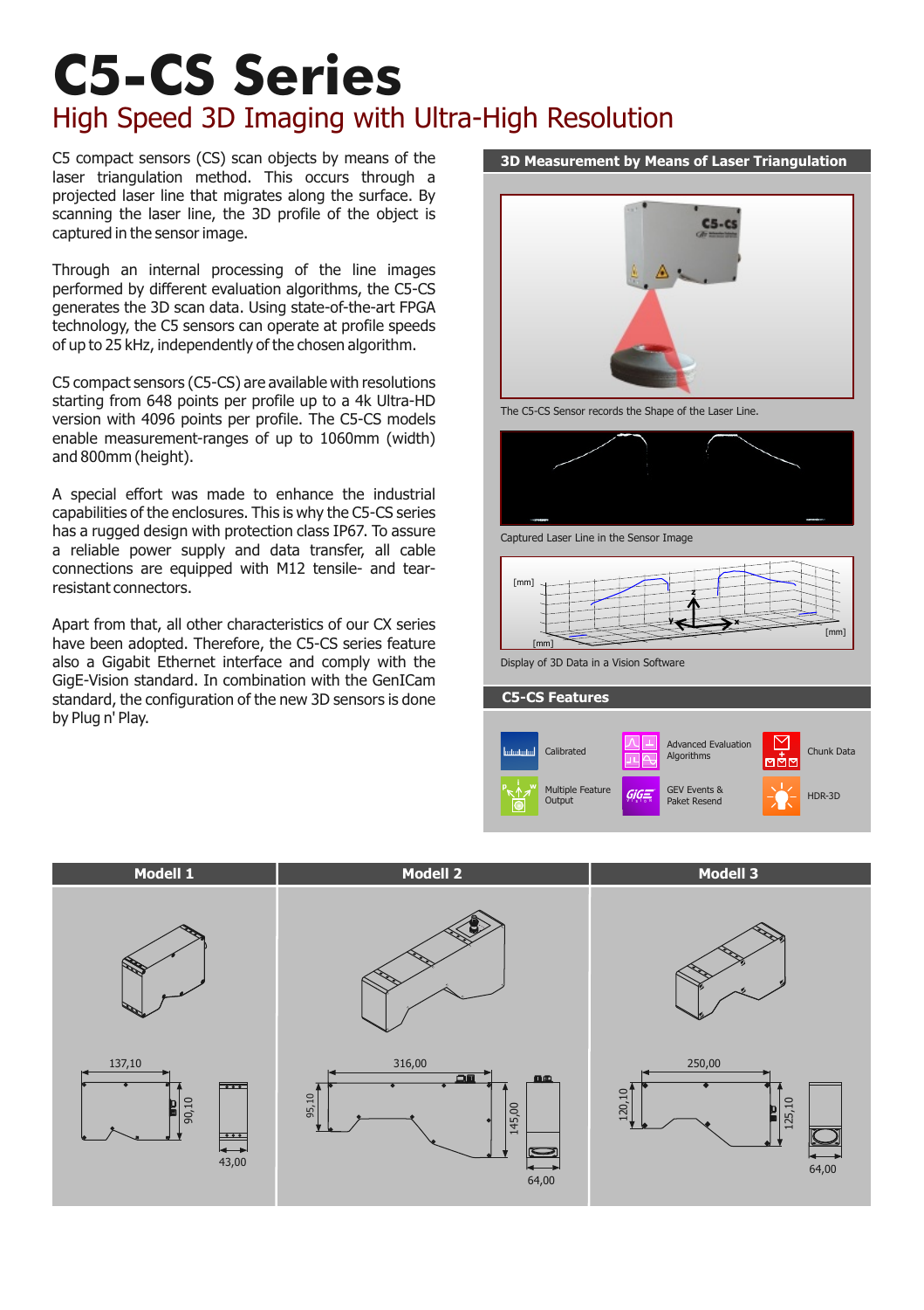# C5-CS Series

## High Speed 3D Imaging with Ultra-High Resolution

C5 compact sensors (CS) scan objects by means of the laser triangulation method. This occurs through a projected laser line that migrates along the surface. By scanning the laser line, the 3D profile of the object is captured in the sensor image.

Through an internal processing of the line images performed by different evaluation algorithms, the C5-CS generates the 3D scan data. Using state-of-the-art FPGA technology, the C5 sensors can operate at profile speeds of up to 25 kHz, independently of the chosen algorithm.

C5 compact sensors (C5-CS) are available with resolutions starting from 648 points per profile up to a 4k Ultra-HD version with 4096 points per profile. The C5-CS models enable measurement-ranges of up to 1060mm (width) and 800mm (height).

A special effort was made to enhance the industrial capabilities of the enclosures. This is why the C5-CS series has a rugged design with protection class IP67. To assure a reliable power supply and data transfer, all cable connections are equipped with M12 tensile- and tear-resistant connectors.

Apart from that, all other characteristics of our CX series have been adopted. Therefore, the C5-CS series feature also a Gigabit Ethernet interface and comply with the GigE-Vision standard. In combination with the GenICam standard, the configuration of the new 3D sensors is done by Plug n' Play.

### 3D Measurement by Means of Laser Triangulation

The C5-CS Sensor records the Shape of the Laser Line.

Captured Laser Line in the Sensor Image

Display of 3D Data in a Vision Software

### C5-CS Features

- Calibrated
- Advanced Evaluation Algorithms
- Chunk Data
- Multiple Feature Output
- GEV Events & Paket Resend
- HDR-3D

| Modell 1 | Modell 2 | Modell 3 |
|---|---|---|
| 137,10 / 90,10 / 43,00 | 316,00 / 95,10 / 145,00 / 64,00 | 250,00 / 120,10 / 125,10 / 64,00 |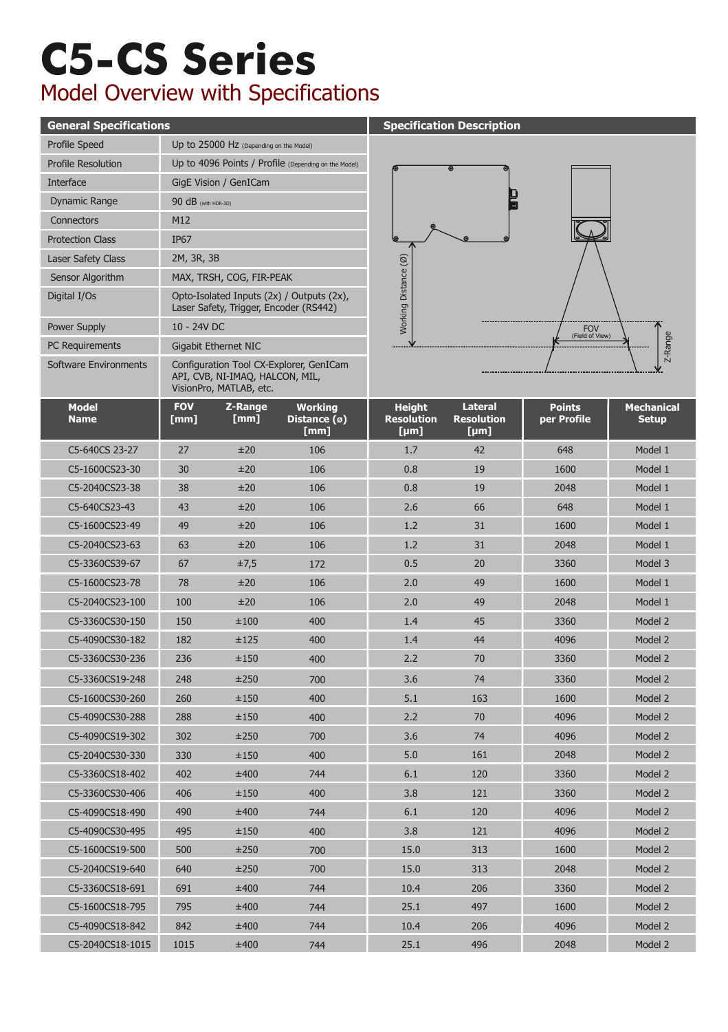# C5-CS Series

## Model Overview with Specifications

| General Specifications | |
|---|---|
| Profile Speed | Up to 25000 Hz (Depending on the Model) |
| Profile Resolution | Up to 4096 Points / Profile (Depending on the Model) |
| Interface | GigE Vision / GenICam |
| Dynamic Range | 90 dB (with HDR-3D) |
| Connectors | M12 |
| Protection Class | IP67 |
| Laser Safety Class | 2M, 3R, 3B |
| Sensor Algorithm | MAX, TRSH, COG, FIR-PEAK |
| Digital I/Os | Opto-Isolated Inputs (2x) / Outputs (2x), Laser Safety, Trigger, Encoder (RS442) |
| Power Supply | 10 - 24V DC |
| PC Requirements | Gigabit Ethernet NIC |
| Software Environments | Configuration Tool CX-Explorer, GenICam API, CVB, NI-IMAQ, HALCON, MIL, VisionPro, MATLAB, etc. |

**Specification Description**

Working Distance (Ø)

FOV (Field of View)

Z-Range

| Model Name | FOV [mm] | Z-Range [mm] | Working Distance (ø) [mm] | Height Resolution [µm] | Lateral Resolution [µm] | Points per Profile | Mechanical Setup |
|---|---|---|---|---|---|---|---|
| C5-640CS 23-27 | 27 | ±20 | 106 | 1.7 | 42 | 648 | Model 1 |
| C5-1600CS23-30 | 30 | ±20 | 106 | 0.8 | 19 | 1600 | Model 1 |
| C5-2040CS23-38 | 38 | ±20 | 106 | 0.8 | 19 | 2048 | Model 1 |
| C5-640CS23-43 | 43 | ±20 | 106 | 2.6 | 66 | 648 | Model 1 |
| C5-1600CS23-49 | 49 | ±20 | 106 | 1.2 | 31 | 1600 | Model 1 |
| C5-2040CS23-63 | 63 | ±20 | 106 | 1.2 | 31 | 2048 | Model 1 |
| C5-3360CS39-67 | 67 | ±7,5 | 172 | 0.5 | 20 | 3360 | Model 3 |
| C5-1600CS23-78 | 78 | ±20 | 106 | 2.0 | 49 | 1600 | Model 1 |
| C5-2040CS23-100 | 100 | ±20 | 106 | 2.0 | 49 | 2048 | Model 1 |
| C5-3360CS30-150 | 150 | ±100 | 400 | 1.4 | 45 | 3360 | Model 2 |
| C5-4090CS30-182 | 182 | ±125 | 400 | 1.4 | 44 | 4096 | Model 2 |
| C5-3360CS30-236 | 236 | ±150 | 400 | 2.2 | 70 | 3360 | Model 2 |
| C5-3360CS19-248 | 248 | ±250 | 700 | 3.6 | 74 | 3360 | Model 2 |
| C5-1600CS30-260 | 260 | ±150 | 400 | 5.1 | 163 | 1600 | Model 2 |
| C5-4090CS30-288 | 288 | ±150 | 400 | 2.2 | 70 | 4096 | Model 2 |
| C5-4090CS19-302 | 302 | ±250 | 700 | 3.6 | 74 | 4096 | Model 2 |
| C5-2040CS30-330 | 330 | ±150 | 400 | 5.0 | 161 | 2048 | Model 2 |
| C5-3360CS18-402 | 402 | ±400 | 744 | 6.1 | 120 | 3360 | Model 2 |
| C5-3360CS30-406 | 406 | ±150 | 400 | 3.8 | 121 | 3360 | Model 2 |
| C5-4090CS18-490 | 490 | ±400 | 744 | 6.1 | 120 | 4096 | Model 2 |
| C5-4090CS30-495 | 495 | ±150 | 400 | 3.8 | 121 | 4096 | Model 2 |
| C5-1600CS19-500 | 500 | ±250 | 700 | 15.0 | 313 | 1600 | Model 2 |
| C5-2040CS19-640 | 640 | ±250 | 700 | 15.0 | 313 | 2048 | Model 2 |
| C5-3360CS18-691 | 691 | ±400 | 744 | 10.4 | 206 | 3360 | Model 2 |
| C5-1600CS18-795 | 795 | ±400 | 744 | 25.1 | 497 | 1600 | Model 2 |
| C5-4090CS18-842 | 842 | ±400 | 744 | 10.4 | 206 | 4096 | Model 2 |
| C5-2040CS18-1015 | 1015 | ±400 | 744 | 25.1 | 496 | 2048 | Model 2 |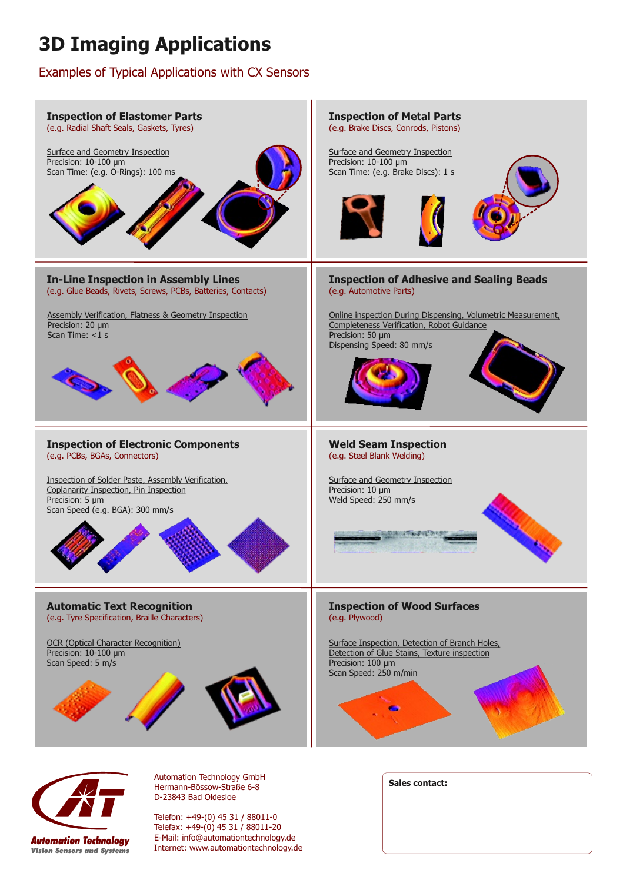# 3D Imaging Applications

Examples of Typical Applications with CX Sensors

### Inspection of Elastomer Parts

(e.g. Radial Shaft Seals, Gaskets, Tyres)

Surface and Geometry Inspection
Precision: 10-100 µm
Scan Time: (e.g. O-Rings): 100 ms

### Inspection of Metal Parts

(e.g. Brake Discs, Conrods, Pistons)

Surface and Geometry Inspection
Precision: 10-100 µm
Scan Time: (e.g. Brake Discs): 1 s

### In-Line Inspection in Assembly Lines

(e.g. Glue Beads, Rivets, Screws, PCBs, Batteries, Contacts)

Assembly Verification, Flatness & Geometry Inspection
Precision: 20 µm
Scan Time: <1 s

### Inspection of Adhesive and Sealing Beads

(e.g. Automotive Parts)

Online inspection During Dispensing, Volumetric Measurement, Completeness Verification, Robot Guidance
Precision: 50 µm
Dispensing Speed: 80 mm/s

### Inspection of Electronic Components

(e.g. PCBs, BGAs, Connectors)

Inspection of Solder Paste, Assembly Verification, Coplanarity Inspection, Pin Inspection
Precision: 5 µm
Scan Speed (e.g. BGA): 300 mm/s

### Weld Seam Inspection

(e.g. Steel Blank Welding)

Surface and Geometry Inspection
Precision: 10 µm
Weld Speed: 250 mm/s

### Automatic Text Recognition

(e.g. Tyre Specification, Braille Characters)

OCR (Optical Character Recognition)
Precision: 10-100 µm
Scan Speed: 5 m/s

### Inspection of Wood Surfaces

(e.g. Plywood)

Surface Inspection, Detection of Branch Holes, Detection of Glue Stains, Texture inspection
Precision: 100 µm
Scan Speed: 250 m/min

Automation Technology
Vision Sensors and Systems

Automation Technology GmbH
Hermann-Bössow-Straße 6-8
D-23843 Bad Oldesloe

Telefon: +49-(0) 45 31 / 88011-0
Telefax: +49-(0) 45 31 / 88011-20
E-Mail: info@automationtechnology.de
Internet: www.automationtechnology.de

**Sales contact:**